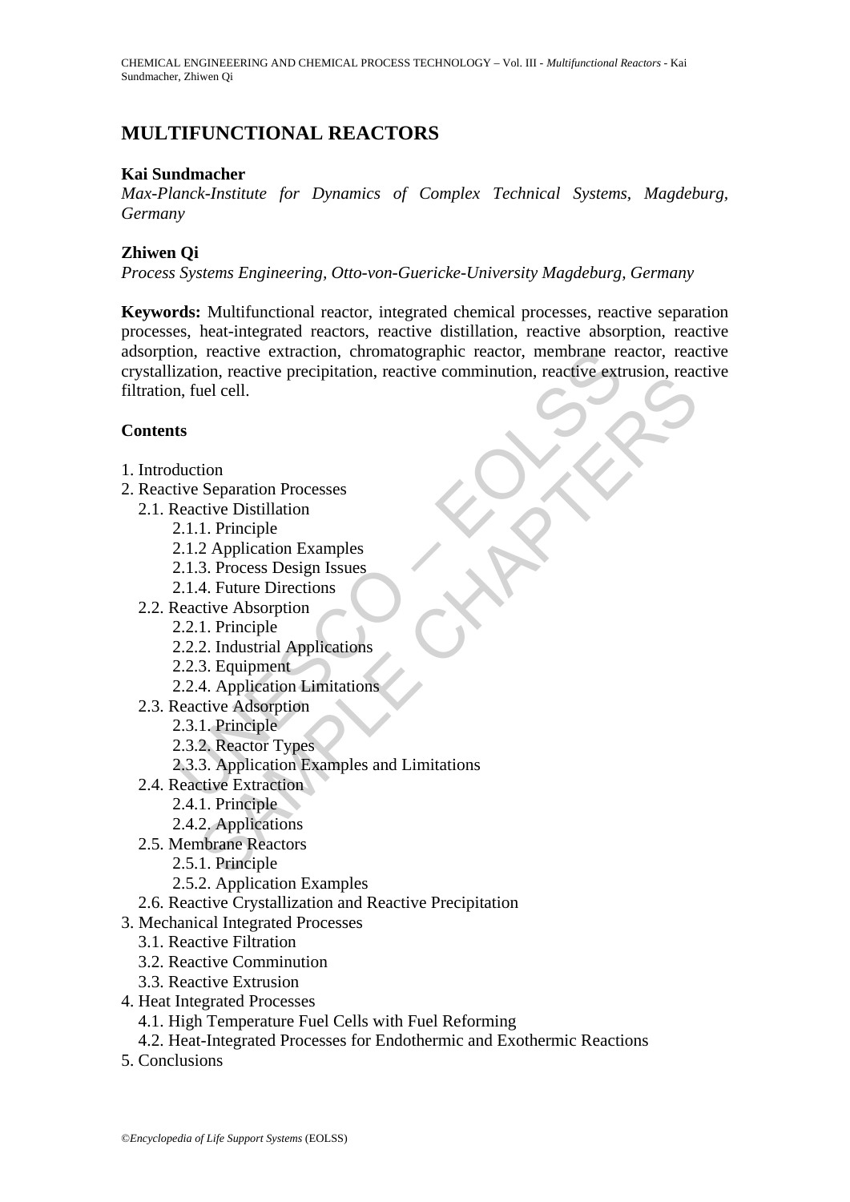# MULTIFUNCTIONAL REACTORS

**Kai Sundmacher**

*Max-Planck-Institute for Dynamics of Complex Technical Systems, Magdeburg, Germany*

**Zhiwen Qi**

*Process Systems Engineering, Otto-von-Guericke-University Magdeburg, Germany*

**Keywords:** Multifunctional reactor, integrated chemical processes, reactive separation processes, heat-integrated reactors, reactive distillation, reactive absorption, reactive adsorption, reactive extraction, chromatographic reactor, membrane reactor, reactive crystallization, reactive precipitation, reactive comminution, reactive extrusion, reactive filtration, fuel cell.

**Contents**

1. Introduction
2. Reactive Separation Processes
   - 2.1. Reactive Distillation
     - 2.1.1. Principle
     - 2.1.2 Application Examples
     - 2.1.3. Process Design Issues
     - 2.1.4. Future Directions
   - 2.2. Reactive Absorption
     - 2.2.1. Principle
     - 2.2.2. Industrial Applications
     - 2.2.3. Equipment
     - 2.2.4. Application Limitations
   - 2.3. Reactive Adsorption
     - 2.3.1. Principle
     - 2.3.2. Reactor Types
     - 2.3.3. Application Examples and Limitations
   - 2.4. Reactive Extraction
     - 2.4.1. Principle
     - 2.4.2. Applications
   - 2.5. Membrane Reactors
     - 2.5.1. Principle
     - 2.5.2. Application Examples
   - 2.6. Reactive Crystallization and Reactive Precipitation
3. Mechanical Integrated Processes
   - 3.1. Reactive Filtration
   - 3.2. Reactive Comminution
   - 3.3. Reactive Extrusion
4. Heat Integrated Processes
   - 4.1. High Temperature Fuel Cells with Fuel Reforming
   - 4.2. Heat-Integrated Processes for Endothermic and Exothermic Reactions
5. Conclusions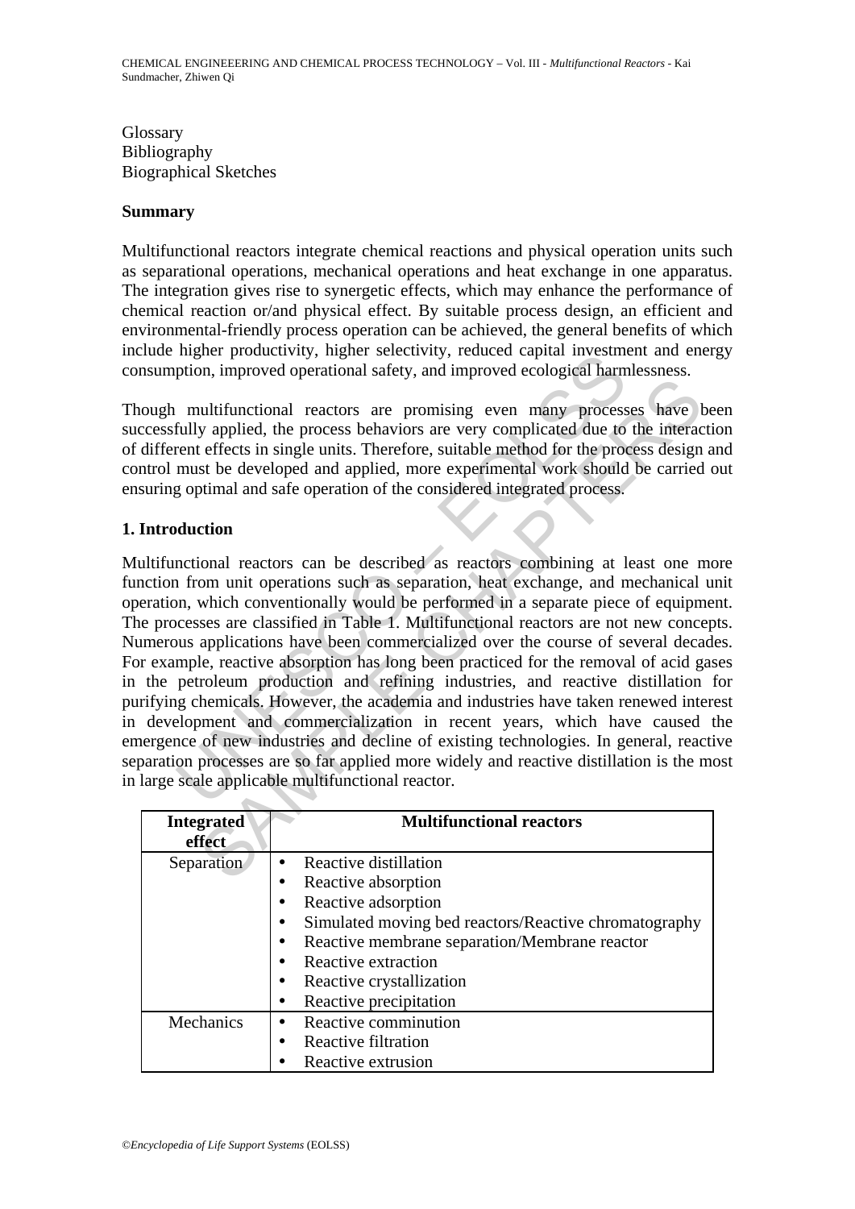Glossary
Bibliography
Biographical Sketches

**Summary**

Multifunctional reactors integrate chemical reactions and physical operation units such as separational operations, mechanical operations and heat exchange in one apparatus. The integration gives rise to synergetic effects, which may enhance the performance of chemical reaction or/and physical effect. By suitable process design, an efficient and environmental-friendly process operation can be achieved, the general benefits of which include higher productivity, higher selectivity, reduced capital investment and energy consumption, improved operational safety, and improved ecological harmlessness.

Though multifunctional reactors are promising even many processes have been successfully applied, the process behaviors are very complicated due to the interaction of different effects in single units. Therefore, suitable method for the process design and control must be developed and applied, more experimental work should be carried out ensuring optimal and safe operation of the considered integrated process.

## 1. Introduction

Multifunctional reactors can be described as reactors combining at least one more function from unit operations such as separation, heat exchange, and mechanical unit operation, which conventionally would be performed in a separate piece of equipment. The processes are classified in Table 1. Multifunctional reactors are not new concepts. Numerous applications have been commercialized over the course of several decades. For example, reactive absorption has long been practiced for the removal of acid gases in the petroleum production and refining industries, and reactive distillation for purifying chemicals. However, the academia and industries have taken renewed interest in development and commercialization in recent years, which have caused the emergence of new industries and decline of existing technologies. In general, reactive separation processes are so far applied more widely and reactive distillation is the most in large scale applicable multifunctional reactor.

| Integrated effect | Multifunctional reactors |
|---|---|
| Separation | • Reactive distillation<br>• Reactive absorption<br>• Reactive adsorption<br>• Simulated moving bed reactors/Reactive chromatography<br>• Reactive membrane separation/Membrane reactor<br>• Reactive extraction<br>• Reactive crystallization<br>• Reactive precipitation |
| Mechanics | • Reactive comminution<br>• Reactive filtration<br>• Reactive extrusion |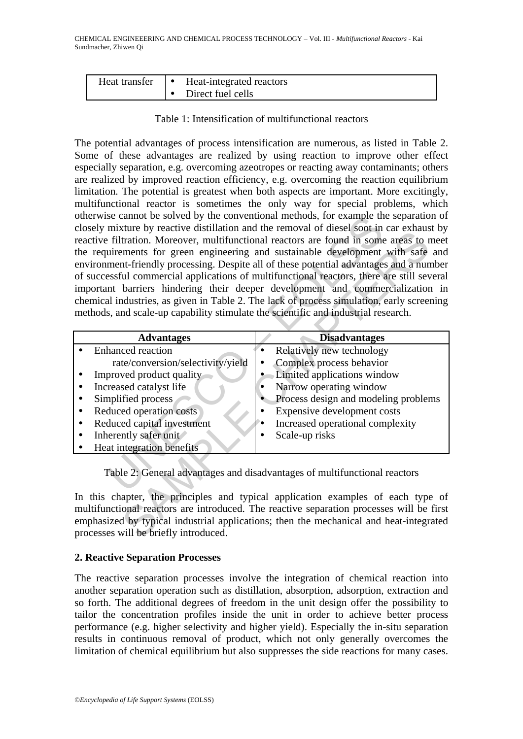| Heat transfer | • Heat-integrated reactors<br>• Direct fuel cells |
|---|---|

Table 1: Intensification of multifunctional reactors

The potential advantages of process intensification are numerous, as listed in Table 2. Some of these advantages are realized by using reaction to improve other effect especially separation, e.g. overcoming azeotropes or reacting away contaminants; others are realized by improved reaction efficiency, e.g. overcoming the reaction equilibrium limitation. The potential is greatest when both aspects are important. More excitingly, multifunctional reactor is sometimes the only way for special problems, which otherwise cannot be solved by the conventional methods, for example the separation of closely mixture by reactive distillation and the removal of diesel soot in car exhaust by reactive filtration. Moreover, multifunctional reactors are found in some areas to meet the requirements for green engineering and sustainable development with safe and environment-friendly processing. Despite all of these potential advantages and a number of successful commercial applications of multifunctional reactors, there are still several important barriers hindering their deeper development and commercialization in chemical industries, as given in Table 2. The lack of process simulation, early screening methods, and scale-up capability stimulate the scientific and industrial research.

| Advantages | Disadvantages |
|---|---|
| • Enhanced reaction rate/conversion/selectivity/yield | • Relatively new technology |
| • Improved product quality | • Complex process behavior |
| • Increased catalyst life | • Limited applications window |
| • Simplified process | • Narrow operating window |
| • Reduced operation costs | • Process design and modeling problems |
| • Reduced capital investment | • Expensive development costs |
| • Inherently safer unit | • Increased operational complexity |
| • Heat integration benefits | • Scale-up risks |

Table 2: General advantages and disadvantages of multifunctional reactors

In this chapter, the principles and typical application examples of each type of multifunctional reactors are introduced. The reactive separation processes will be first emphasized by typical industrial applications; then the mechanical and heat-integrated processes will be briefly introduced.

## 2. Reactive Separation Processes

The reactive separation processes involve the integration of chemical reaction into another separation operation such as distillation, absorption, adsorption, extraction and so forth. The additional degrees of freedom in the unit design offer the possibility to tailor the concentration profiles inside the unit in order to achieve better process performance (e.g. higher selectivity and higher yield). Especially the in-situ separation results in continuous removal of product, which not only generally overcomes the limitation of chemical equilibrium but also suppresses the side reactions for many cases.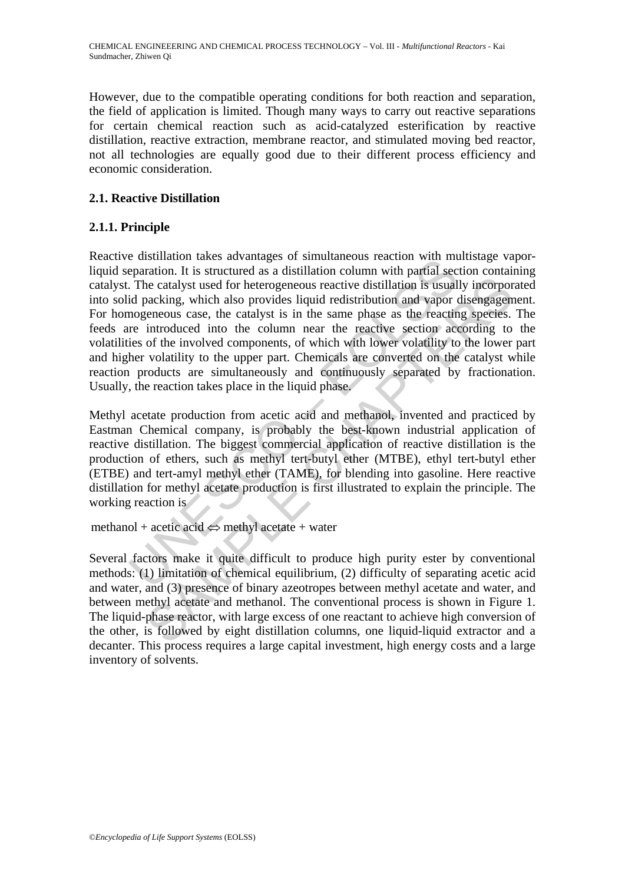However, due to the compatible operating conditions for both reaction and separation, the field of application is limited. Though many ways to carry out reactive separations for certain chemical reaction such as acid-catalyzed esterification by reactive distillation, reactive extraction, membrane reactor, and stimulated moving bed reactor, not all technologies are equally good due to their different process efficiency and economic consideration.

## 2.1. Reactive Distillation

### 2.1.1. Principle

Reactive distillation takes advantages of simultaneous reaction with multistage vapor-liquid separation. It is structured as a distillation column with partial section containing catalyst. The catalyst used for heterogeneous reactive distillation is usually incorporated into solid packing, which also provides liquid redistribution and vapor disengagement. For homogeneous case, the catalyst is in the same phase as the reacting species. The feeds are introduced into the column near the reactive section according to the volatilities of the involved components, of which with lower volatility to the lower part and higher volatility to the upper part. Chemicals are converted on the catalyst while reaction products are simultaneously and continuously separated by fractionation. Usually, the reaction takes place in the liquid phase.

Methyl acetate production from acetic acid and methanol, invented and practiced by Eastman Chemical company, is probably the best-known industrial application of reactive distillation. The biggest commercial application of reactive distillation is the production of ethers, such as methyl tert-butyl ether (MTBE), ethyl tert-butyl ether (ETBE) and tert-amyl methyl ether (TAME), for blending into gasoline. Here reactive distillation for methyl acetate production is first illustrated to explain the principle. The working reaction is

$$\text{methanol} + \text{acetic acid} \Leftrightarrow \text{methyl acetate} + \text{water}$$

Several factors make it quite difficult to produce high purity ester by conventional methods: (1) limitation of chemical equilibrium, (2) difficulty of separating acetic acid and water, and (3) presence of binary azeotropes between methyl acetate and water, and between methyl acetate and methanol. The conventional process is shown in Figure 1. The liquid-phase reactor, with large excess of one reactant to achieve high conversion of the other, is followed by eight distillation columns, one liquid-liquid extractor and a decanter. This process requires a large capital investment, high energy costs and a large inventory of solvents.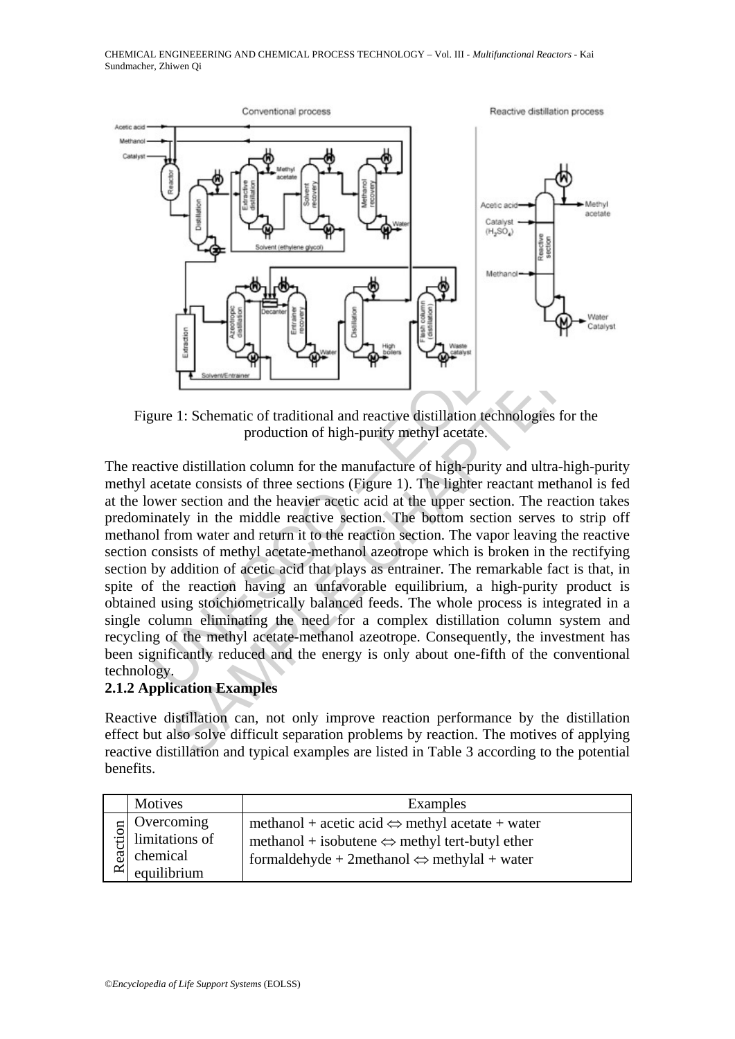Figure 1: Schematic of traditional and reactive distillation technologies for the production of high-purity methyl acetate.

The reactive distillation column for the manufacture of high-purity and ultra-high-purity methyl acetate consists of three sections (Figure 1). The lighter reactant methanol is fed at the lower section and the heavier acetic acid at the upper section. The reaction takes predominately in the middle reactive section. The bottom section serves to strip off methanol from water and return it to the reaction section. The vapor leaving the reactive section consists of methyl acetate-methanol azeotrope which is broken in the rectifying section by addition of acetic acid that plays as entrainer. The remarkable fact is that, in spite of the reaction having an unfavorable equilibrium, a high-purity product is obtained using stoichiometrically balanced feeds. The whole process is integrated in a single column eliminating the need for a complex distillation column system and recycling of the methyl acetate-methanol azeotrope. Consequently, the investment has been significantly reduced and the energy is only about one-fifth of the conventional technology.

### 2.1.2 Application Examples

Reactive distillation can, not only improve reaction performance by the distillation effect but also solve difficult separation problems by reaction. The motives of applying reactive distillation and typical examples are listed in Table 3 according to the potential benefits.

| | Motives | Examples |
|---|---|---|
| Reaction | Overcoming limitations of chemical equilibrium | methanol + acetic acid $\Leftrightarrow$ methyl acetate + water<br>methanol + isobutene $\Leftrightarrow$ methyl tert-butyl ether<br>formaldehyde + 2methanol $\Leftrightarrow$ methylal + water |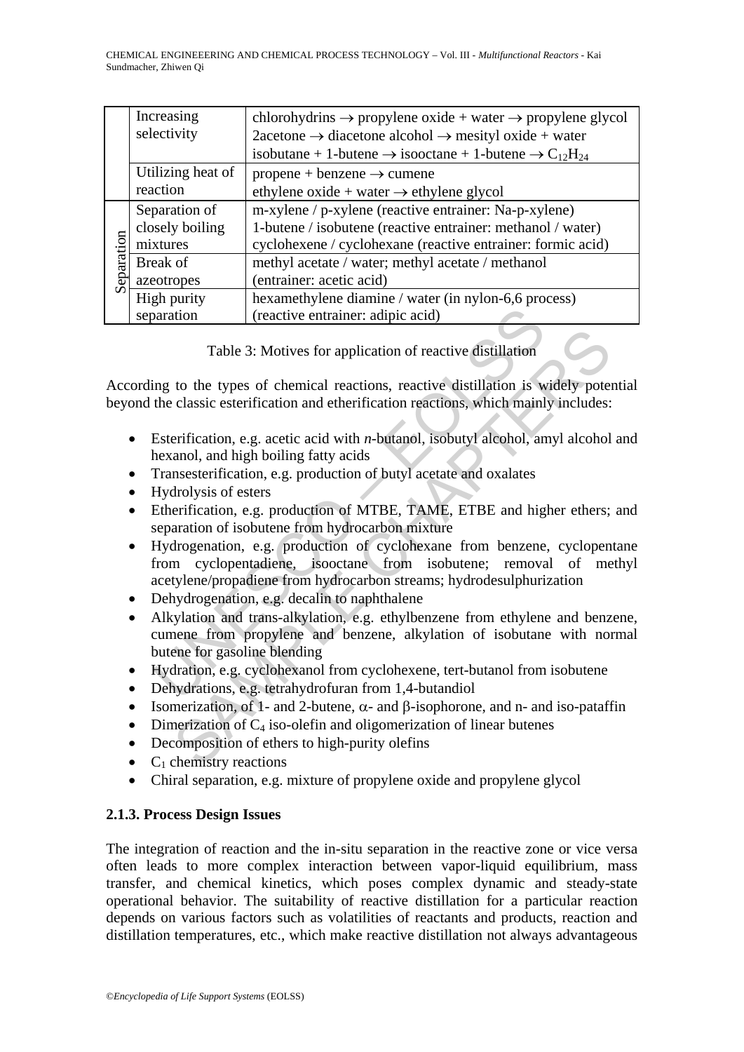| | | |
|---|---|---|
| | Increasing selectivity | chlorohydrins → propylene oxide + water → propylene glycol<br>2acetone → diacetone alcohol → mesityl oxide + water<br>isobutane + 1-butene → isooctane + 1-butene → $C_{12}H_{24}$ |
| | Utilizing heat of reaction | propene + benzene → cumene<br>ethylene oxide + water → ethylene glycol |
| Separation | Separation of closely boiling mixtures | m-xylene / p-xylene (reactive entrainer: Na-p-xylene)<br>1-butene / isobutene (reactive entrainer: methanol / water)<br>cyclohexene / cyclohexane (reactive entrainer: formic acid) |
| | Break of azeotropes | methyl acetate / water; methyl acetate / methanol<br>(entrainer: acetic acid) |
| | High purity separation | hexamethylene diamine / water (in nylon-6,6 process)<br>(reactive entrainer: adipic acid) |

Table 3: Motives for application of reactive distillation

According to the types of chemical reactions, reactive distillation is widely potential beyond the classic esterification and etherification reactions, which mainly includes:

- Esterification, e.g. acetic acid with *n*-butanol, isobutyl alcohol, amyl alcohol and hexanol, and high boiling fatty acids
- Transesterification, e.g. production of butyl acetate and oxalates
- Hydrolysis of esters
- Etherification, e.g. production of MTBE, TAME, ETBE and higher ethers; and separation of isobutene from hydrocarbon mixture
- Hydrogenation, e.g. production of cyclohexane from benzene, cyclopentane from cyclopentadiene, isooctane from isobutene; removal of methyl acetylene/propadiene from hydrocarbon streams; hydrodesulphurization
- Dehydrogenation, e.g. decalin to naphthalene
- Alkylation and trans-alkylation, e.g. ethylbenzene from ethylene and benzene, cumene from propylene and benzene, alkylation of isobutane with normal butene for gasoline blending
- Hydration, e.g. cyclohexanol from cyclohexene, tert-butanol from isobutene
- Dehydrations, e.g. tetrahydrofuran from 1,4-butandiol
- Isomerization, of 1- and 2-butene, $\alpha$- and $\beta$-isophorone, and n- and iso-pataffin
- Dimerization of $C_4$ iso-olefin and oligomerization of linear butenes
- Decomposition of ethers to high-purity olefins
- $C_1$ chemistry reactions
- Chiral separation, e.g. mixture of propylene oxide and propylene glycol

### 2.1.3. Process Design Issues

The integration of reaction and the in-situ separation in the reactive zone or vice versa often leads to more complex interaction between vapor-liquid equilibrium, mass transfer, and chemical kinetics, which poses complex dynamic and steady-state operational behavior. The suitability of reactive distillation for a particular reaction depends on various factors such as volatilities of reactants and products, reaction and distillation temperatures, etc., which make reactive distillation not always advantageous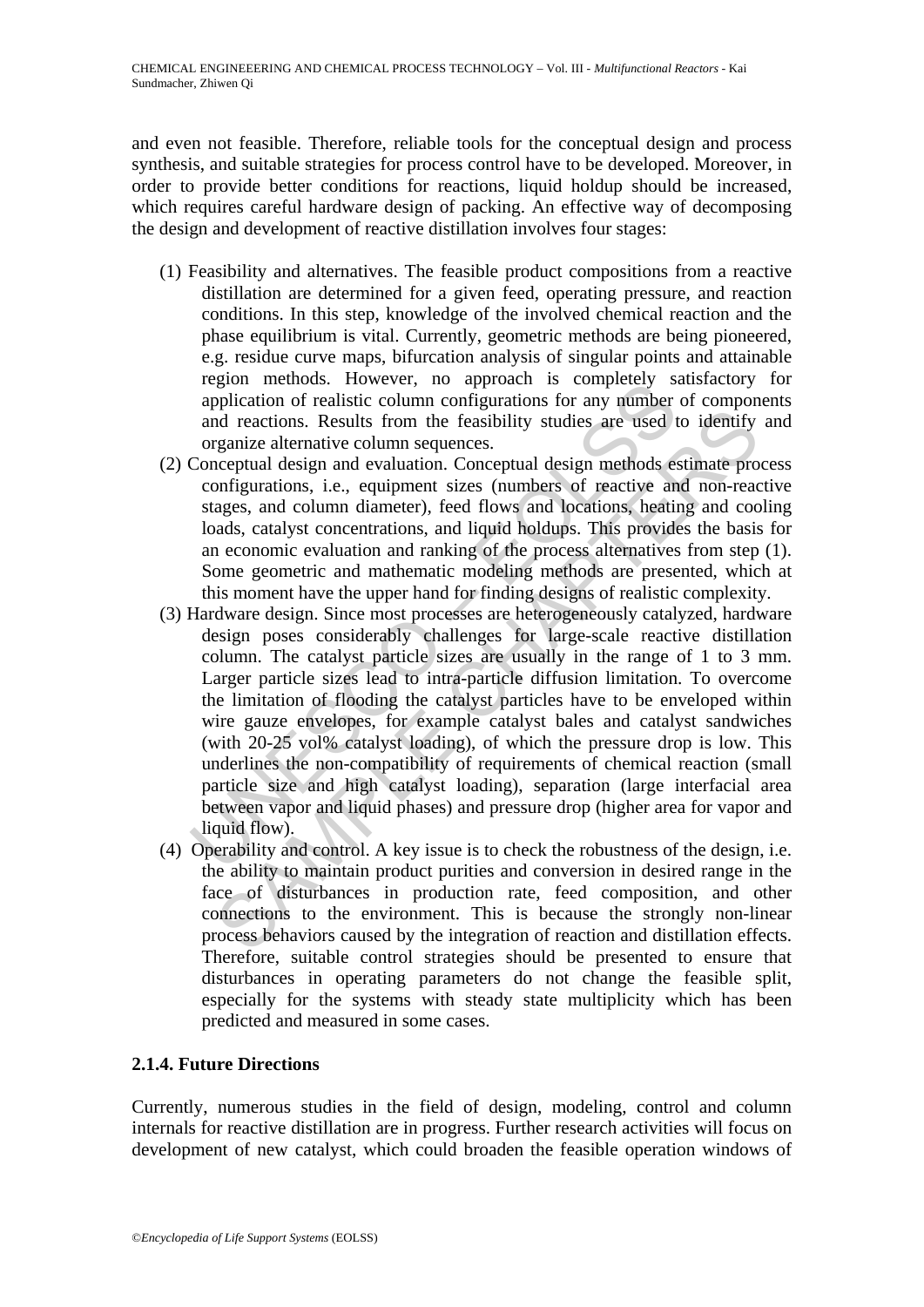and even not feasible. Therefore, reliable tools for the conceptual design and process synthesis, and suitable strategies for process control have to be developed. Moreover, in order to provide better conditions for reactions, liquid holdup should be increased, which requires careful hardware design of packing. An effective way of decomposing the design and development of reactive distillation involves four stages:

(1) Feasibility and alternatives. The feasible product compositions from a reactive distillation are determined for a given feed, operating pressure, and reaction conditions. In this step, knowledge of the involved chemical reaction and the phase equilibrium is vital. Currently, geometric methods are being pioneered, e.g. residue curve maps, bifurcation analysis of singular points and attainable region methods. However, no approach is completely satisfactory for application of realistic column configurations for any number of components and reactions. Results from the feasibility studies are used to identify and organize alternative column sequences.

(2) Conceptual design and evaluation. Conceptual design methods estimate process configurations, i.e., equipment sizes (numbers of reactive and non-reactive stages, and column diameter), feed flows and locations, heating and cooling loads, catalyst concentrations, and liquid holdups. This provides the basis for an economic evaluation and ranking of the process alternatives from step (1). Some geometric and mathematic modeling methods are presented, which at this moment have the upper hand for finding designs of realistic complexity.

(3) Hardware design. Since most processes are heterogeneously catalyzed, hardware design poses considerably challenges for large-scale reactive distillation column. The catalyst particle sizes are usually in the range of 1 to 3 mm. Larger particle sizes lead to intra-particle diffusion limitation. To overcome the limitation of flooding the catalyst particles have to be enveloped within wire gauze envelopes, for example catalyst bales and catalyst sandwiches (with 20-25 vol% catalyst loading), of which the pressure drop is low. This underlines the non-compatibility of requirements of chemical reaction (small particle size and high catalyst loading), separation (large interfacial area between vapor and liquid phases) and pressure drop (higher area for vapor and liquid flow).

(4) Operability and control. A key issue is to check the robustness of the design, i.e. the ability to maintain product purities and conversion in desired range in the face of disturbances in production rate, feed composition, and other connections to the environment. This is because the strongly non-linear process behaviors caused by the integration of reaction and distillation effects. Therefore, suitable control strategies should be presented to ensure that disturbances in operating parameters do not change the feasible split, especially for the systems with steady state multiplicity which has been predicted and measured in some cases.

### 2.1.4. Future Directions

Currently, numerous studies in the field of design, modeling, control and column internals for reactive distillation are in progress. Further research activities will focus on development of new catalyst, which could broaden the feasible operation windows of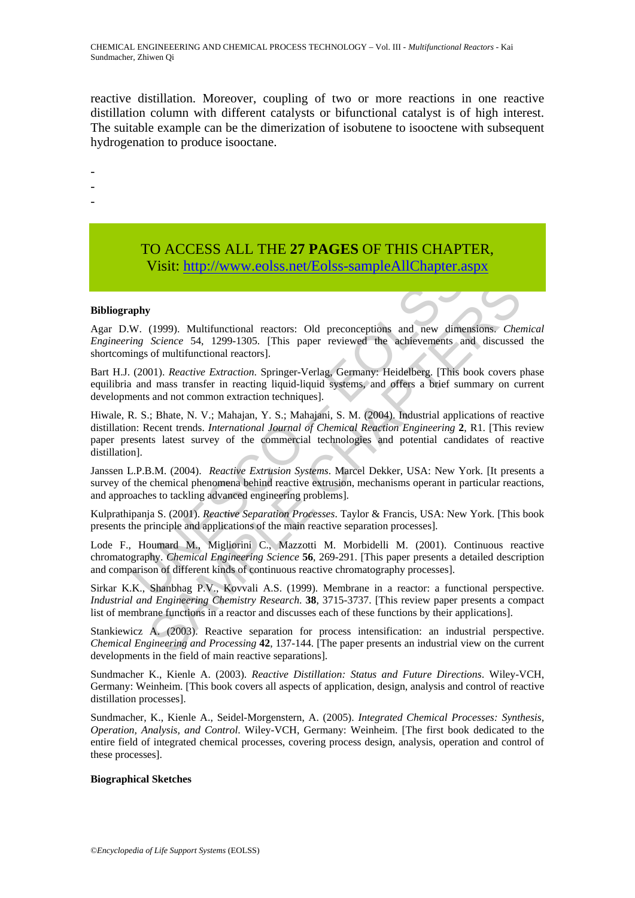reactive distillation. Moreover, coupling of two or more reactions in one reactive distillation column with different catalysts or bifunctional catalyst is of high interest. The suitable example can be the dimerization of isobutene to isooctene with subsequent hydrogenation to produce isooctane.

-
-
-

TO ACCESS ALL THE **27 PAGES** OF THIS CHAPTER,
Visit: http://www.eolss.net/Eolss-sampleAllChapter.aspx

**Bibliography**

Agar D.W. (1999). Multifunctional reactors: Old preconceptions and new dimensions. *Chemical Engineering Science* 54, 1299-1305. [This paper reviewed the achievements and discussed the shortcomings of multifunctional reactors].

Bart H.J. (2001). *Reactive Extraction*. Springer-Verlag, Germany: Heidelberg. [This book covers phase equilibria and mass transfer in reacting liquid-liquid systems, and offers a brief summary on current developments and not common extraction techniques].

Hiwale, R. S.; Bhate, N. V.; Mahajan, Y. S.; Mahajani, S. M. (2004). Industrial applications of reactive distillation: Recent trends. *International Journal of Chemical Reaction Engineering* **2**, R1. [This review paper presents latest survey of the commercial technologies and potential candidates of reactive distillation].

Janssen L.P.B.M. (2004). *Reactive Extrusion Systems*. Marcel Dekker, USA: New York. [It presents a survey of the chemical phenomena behind reactive extrusion, mechanisms operant in particular reactions, and approaches to tackling advanced engineering problems].

Kulprathipanja S. (2001). *Reactive Separation Processes*. Taylor & Francis, USA: New York. [This book presents the principle and applications of the main reactive separation processes].

Lode F., Houmard M., Migliorini C., Mazzotti M. Morbidelli M. (2001). Continuous reactive chromatography. *Chemical Engineering Science* **56**, 269-291. [This paper presents a detailed description and comparison of different kinds of continuous reactive chromatography processes].

Sirkar K.K., Shanbhag P.V., Kovvali A.S. (1999). Membrane in a reactor: a functional perspective. *Industrial and Engineering Chemistry Research*. **38**, 3715-3737. [This review paper presents a compact list of membrane functions in a reactor and discusses each of these functions by their applications].

Stankiewicz A. (2003). Reactive separation for process intensification: an industrial perspective. *Chemical Engineering and Processing* **42**, 137-144. [The paper presents an industrial view on the current developments in the field of main reactive separations].

Sundmacher K., Kienle A. (2003). *Reactive Distillation: Status and Future Directions*. Wiley-VCH, Germany: Weinheim. [This book covers all aspects of application, design, analysis and control of reactive distillation processes].

Sundmacher, K., Kienle A., Seidel-Morgenstern, A. (2005). *Integrated Chemical Processes: Synthesis, Operation, Analysis, and Control*. Wiley-VCH, Germany: Weinheim. [The first book dedicated to the entire field of integrated chemical processes, covering process design, analysis, operation and control of these processes].

**Biographical Sketches**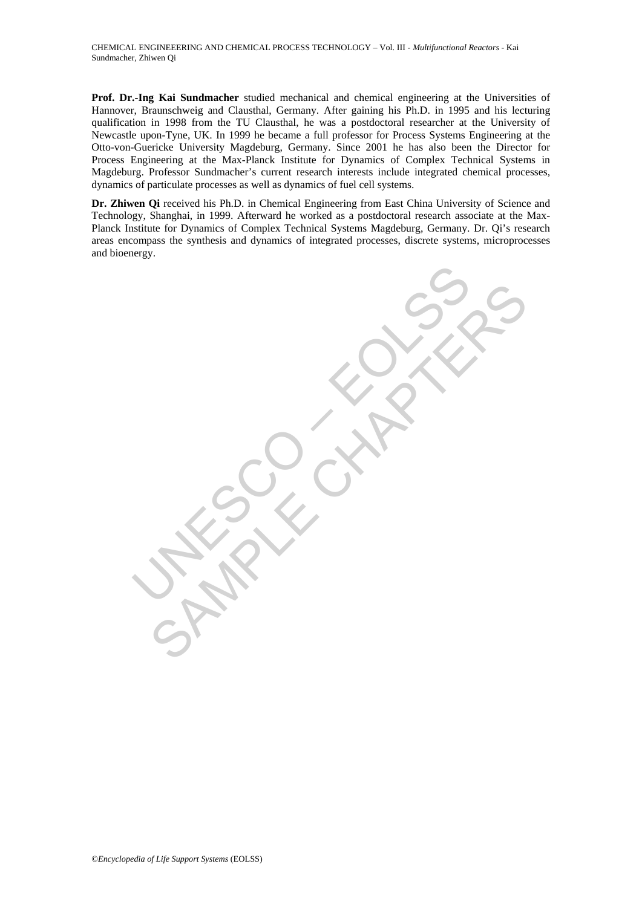**Prof. Dr.-Ing Kai Sundmacher** studied mechanical and chemical engineering at the Universities of Hannover, Braunschweig and Clausthal, Germany. After gaining his Ph.D. in 1995 and his lecturing qualification in 1998 from the TU Clausthal, he was a postdoctoral researcher at the University of Newcastle upon-Tyne, UK. In 1999 he became a full professor for Process Systems Engineering at the Otto-von-Guericke University Magdeburg, Germany. Since 2001 he has also been the Director for Process Engineering at the Max-Planck Institute for Dynamics of Complex Technical Systems in Magdeburg. Professor Sundmacher's current research interests include integrated chemical processes, dynamics of particulate processes as well as dynamics of fuel cell systems.

**Dr. Zhiwen Qi** received his Ph.D. in Chemical Engineering from East China University of Science and Technology, Shanghai, in 1999. Afterward he worked as a postdoctoral research associate at the Max-Planck Institute for Dynamics of Complex Technical Systems Magdeburg, Germany. Dr. Qi's research areas encompass the synthesis and dynamics of integrated processes, discrete systems, microprocesses and bioenergy.